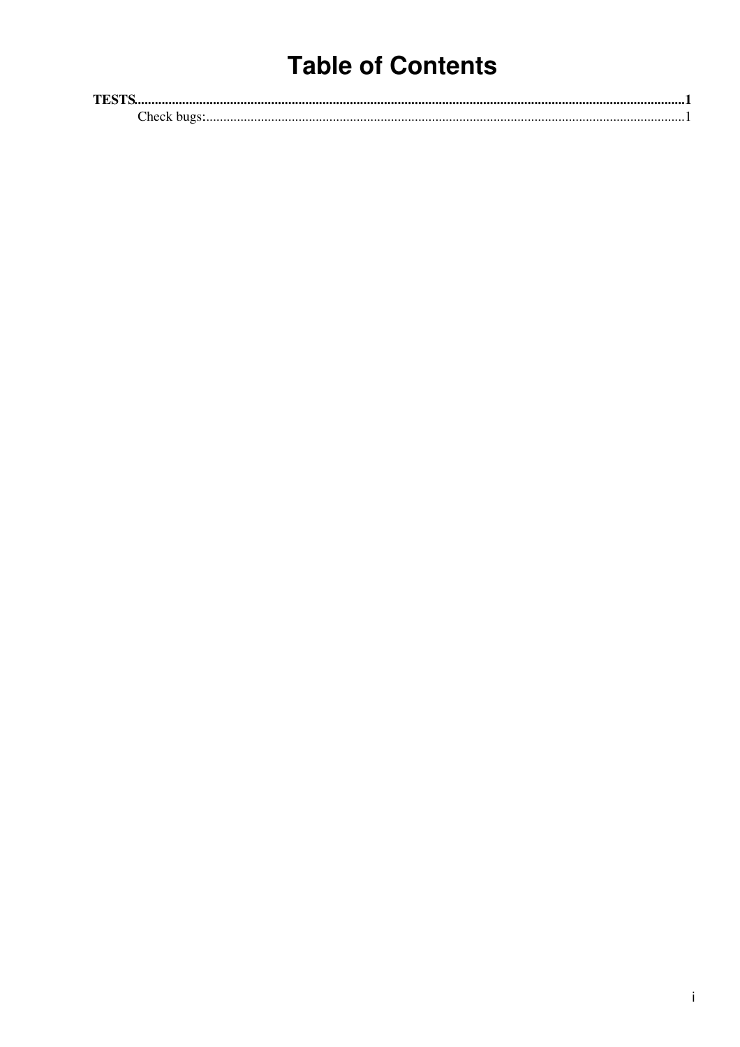# Table of Contents

**TESTS......................................................................................................................................................1**

Check bugs:.......................................................................................................................................1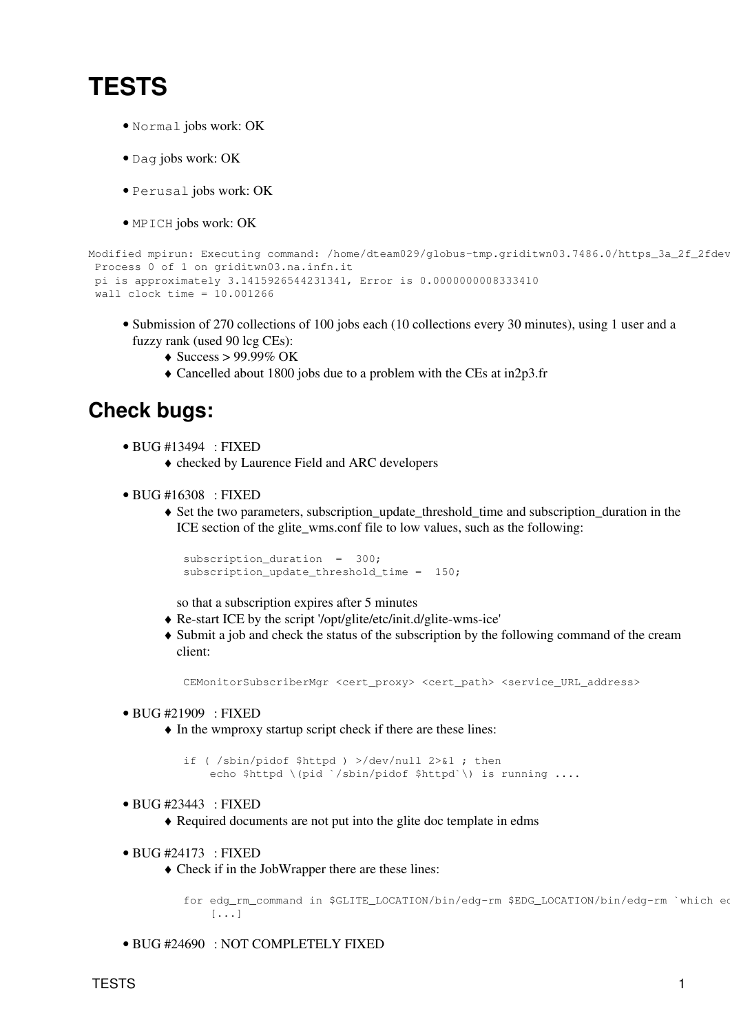# TESTS

- `Normal` jobs work: OK
- `Dag` jobs work: OK
- `Perusal` jobs work: OK
- `MPICH` jobs work: OK

```
Modified mpirun: Executing command: /home/dteam029/globus-tmp.griditwn03.7486.0/https_3a_2f_2fdev
 Process 0 of 1 on griditwn03.na.infn.it
 pi is approximately 3.1415926544231341, Error is 0.0000000008333410
 wall clock time = 10.001266
```

- Submission of 270 collections of 100 jobs each (10 collections every 30 minutes), using 1 user and a fuzzy rank (used 90 lcg CEs):
  - Success > 99.99% OK
  - Cancelled about 1800 jobs due to a problem with the CEs at in2p3.fr

# Check bugs:

- BUG #13494 : FIXED
  - checked by Laurence Field and ARC developers
- BUG #16308 : FIXED
  - Set the two parameters, subscription_update_threshold_time and subscription_duration in the ICE section of the glite_wms.conf file to low values, such as the following:

    ```
    subscription_duration  =  300;
    subscription_update_threshold_time =  150;
    ```

    so that a subscription expires after 5 minutes
  - Re-start ICE by the script '/opt/glite/etc/init.d/glite-wms-ice'
  - Submit a job and check the status of the subscription by the following command of the cream client:

    ```
    CEMonitorSubscriberMgr <cert_proxy> <cert_path> <service_URL_address>
    ```
- BUG #21909 : FIXED
  - In the wmproxy startup script check if there are these lines:

    ```
    if ( /sbin/pidof $httpd ) >/dev/null 2>&1 ; then
        echo $httpd \(pid `/sbin/pidof $httpd`\) is running ....
    ```
- BUG #23443 : FIXED
  - Required documents are not put into the glite doc template in edms
- BUG #24173 : FIXED
  - Check if in the JobWrapper there are these lines:

    ```
    for edg_rm_command in $GLITE_LOCATION/bin/edg-rm $EDG_LOCATION/bin/edg-rm `which ed
        [...]
    ```
- BUG #24690 : NOT COMPLETELY FIXED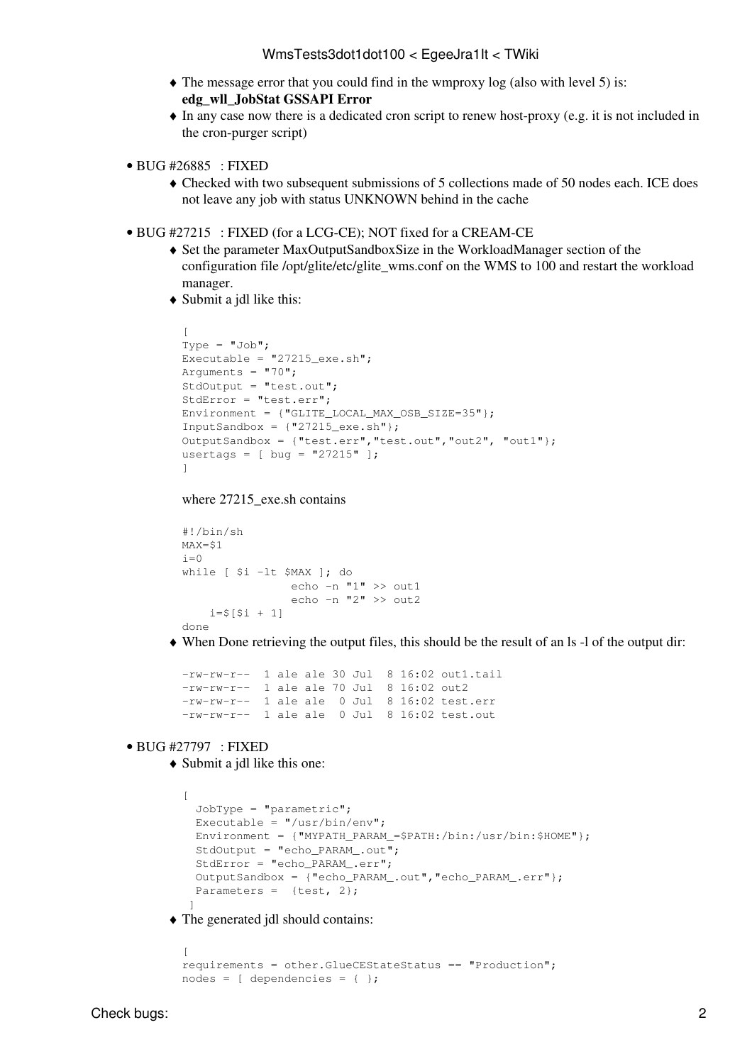- The message error that you could find in the wmproxy log (also with level 5) is: **edg_wll_JobStat GSSAPI Error**
- In any case now there is a dedicated cron script to renew host-proxy (e.g. it is not included in the cron-purger script)

- BUG #26885 : FIXED
    - Checked with two subsequent submissions of 5 collections made of 50 nodes each. ICE does not leave any job with status UNKNOWN behind in the cache

- BUG #27215 : FIXED (for a LCG-CE); NOT fixed for a CREAM-CE
    - Set the parameter MaxOutputSandboxSize in the WorkloadManager section of the configuration file /opt/glite/etc/glite_wms.conf on the WMS to 100 and restart the workload manager.
    - Submit a jdl like this:

      ```
      [
      Type = "Job";
      Executable = "27215_exe.sh";
      Arguments = "70";
      StdOutput = "test.out";
      StdError = "test.err";
      Environment = {"GLITE_LOCAL_MAX_OSB_SIZE=35"};
      InputSandbox = {"27215_exe.sh"};
      OutputSandbox = {"test.err","test.out","out2", "out1"};
      usertags = [ bug = "27215" ];
      ]
      ```

      where 27215_exe.sh contains

      ```
      #!/bin/sh
      MAX=$1
      i=0
      while [ $i -lt $MAX ]; do
                      echo -n "1" >> out1
                      echo -n "2" >> out2
          i=$[$i + 1]
      done
      ```
    - When Done retrieving the output files, this should be the result of an ls -l of the output dir:

      ```
      -rw-rw-r--  1 ale ale 30 Jul  8 16:02 out1.tail
      -rw-rw-r--  1 ale ale 70 Jul  8 16:02 out2
      -rw-rw-r--  1 ale ale  0 Jul  8 16:02 test.err
      -rw-rw-r--  1 ale ale  0 Jul  8 16:02 test.out
      ```

- BUG #27797 : FIXED
    - Submit a jdl like this one:

      ```
      [
        JobType = "parametric";
        Executable = "/usr/bin/env";
        Environment = {"MYPATH_PARAM_=$PATH:/bin:/usr/bin:$HOME"};
        StdOutput = "echo_PARAM_.out";
        StdError = "echo_PARAM_.err";
        OutputSandbox = {"echo_PARAM_.out","echo_PARAM_.err"};
        Parameters =  {test, 2};
       ]
      ```
    - The generated jdl should contains:

      ```
      [
      requirements = other.GlueCEStateStatus == "Production";
      nodes = [ dependencies = { };
      ```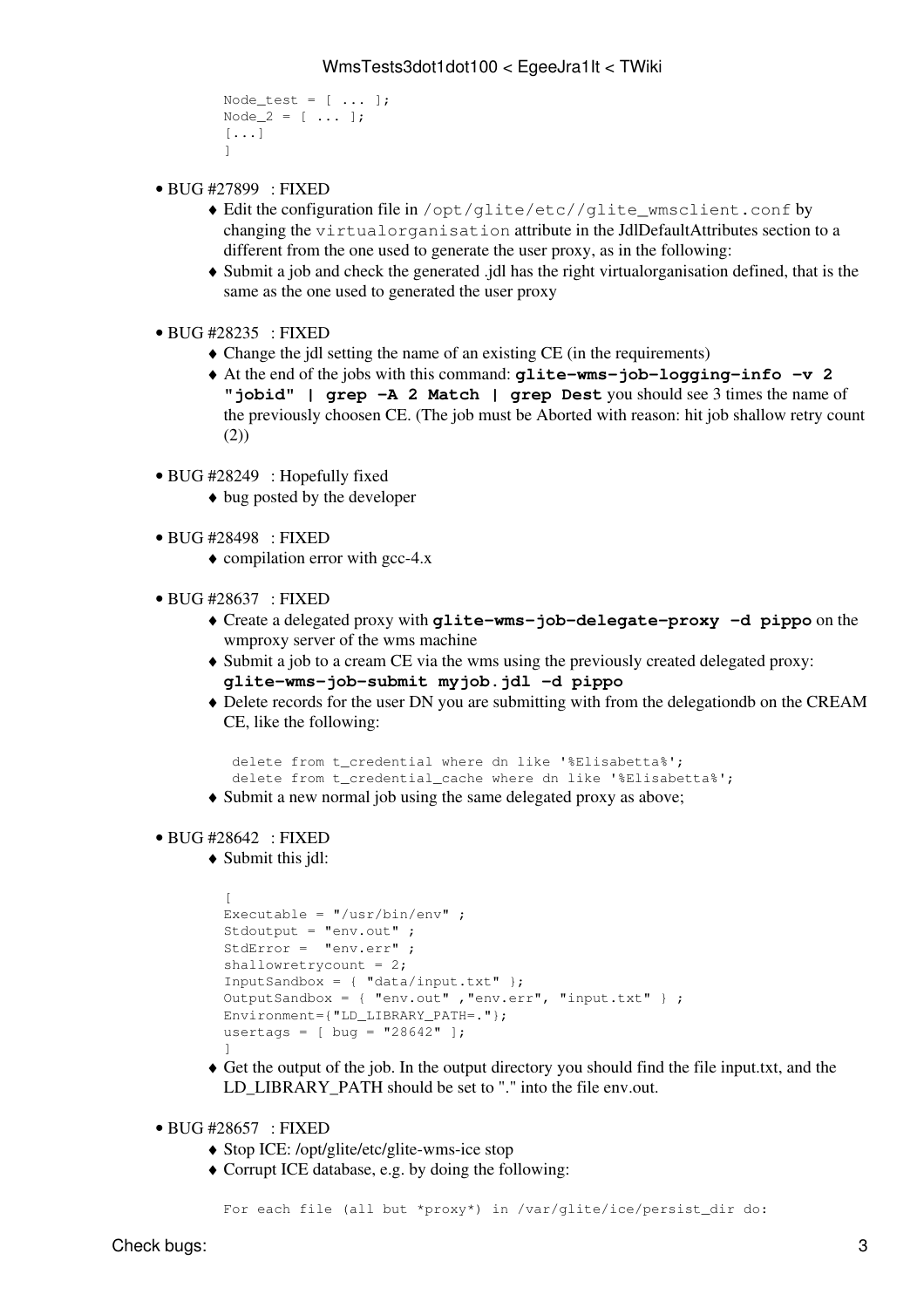```
Node_test = [ ... ];
Node_2 = [ ... ];
[...]
]
```

- BUG #27899 : FIXED
    - Edit the configuration file in `/opt/glite/etc//glite_wmsclient.conf` by changing the `virtualorganisation` attribute in the JdlDefaultAttributes section to a different from the one used to generate the user proxy, as in the following:
    - Submit a job and check the generated .jdl has the right virtualorganisation defined, that is the same as the one used to generated the user proxy

- BUG #28235 : FIXED
    - Change the jdl setting the name of an existing CE (in the requirements)
    - At the end of the jobs with this command: **`glite-wms-job-logging-info -v 2 "jobid" | grep -A 2 Match | grep Dest`** you should see 3 times the name of the previously choosen CE. (The job must be Aborted with reason: hit job shallow retry count (2))

- BUG #28249 : Hopefully fixed
    - bug posted by the developer

- BUG #28498 : FIXED
    - compilation error with gcc-4.x

- BUG #28637 : FIXED
    - Create a delegated proxy with **`glite-wms-job-delegate-proxy -d pippo`** on the wmproxy server of the wms machine
    - Submit a job to a cream CE via the wms using the previously created delegated proxy: **`glite-wms-job-submit myjob.jdl -d pippo`**
    - Delete records for the user DN you are submitting with from the delegationdb on the CREAM CE, like the following:

    ```
     delete from t_credential where dn like '%Elisabetta%';
     delete from t_credential_cache where dn like '%Elisabetta%';
    ```
    - Submit a new normal job using the same delegated proxy as above;

- BUG #28642 : FIXED
    - Submit this jdl:

    ```
    [
    Executable = "/usr/bin/env" ;
    Stdoutput = "env.out" ;
    StdError =  "env.err" ;
    shallowretrycount = 2;
    InputSandbox = { "data/input.txt" };
    OutputSandbox = { "env.out" ,"env.err", "input.txt" } ;
    Environment={"LD_LIBRARY_PATH=."};
    usertags = [ bug = "28642" ];
    ]
    ```
    - Get the output of the job. In the output directory you should find the file input.txt, and the LD_LIBRARY_PATH should be set to "." into the file env.out.

- BUG #28657 : FIXED
    - Stop ICE: /opt/glite/etc/glite-wms-ice stop
    - Corrupt ICE database, e.g. by doing the following:

    ```
    For each file (all but *proxy*) in /var/glite/ice/persist_dir do:
    ```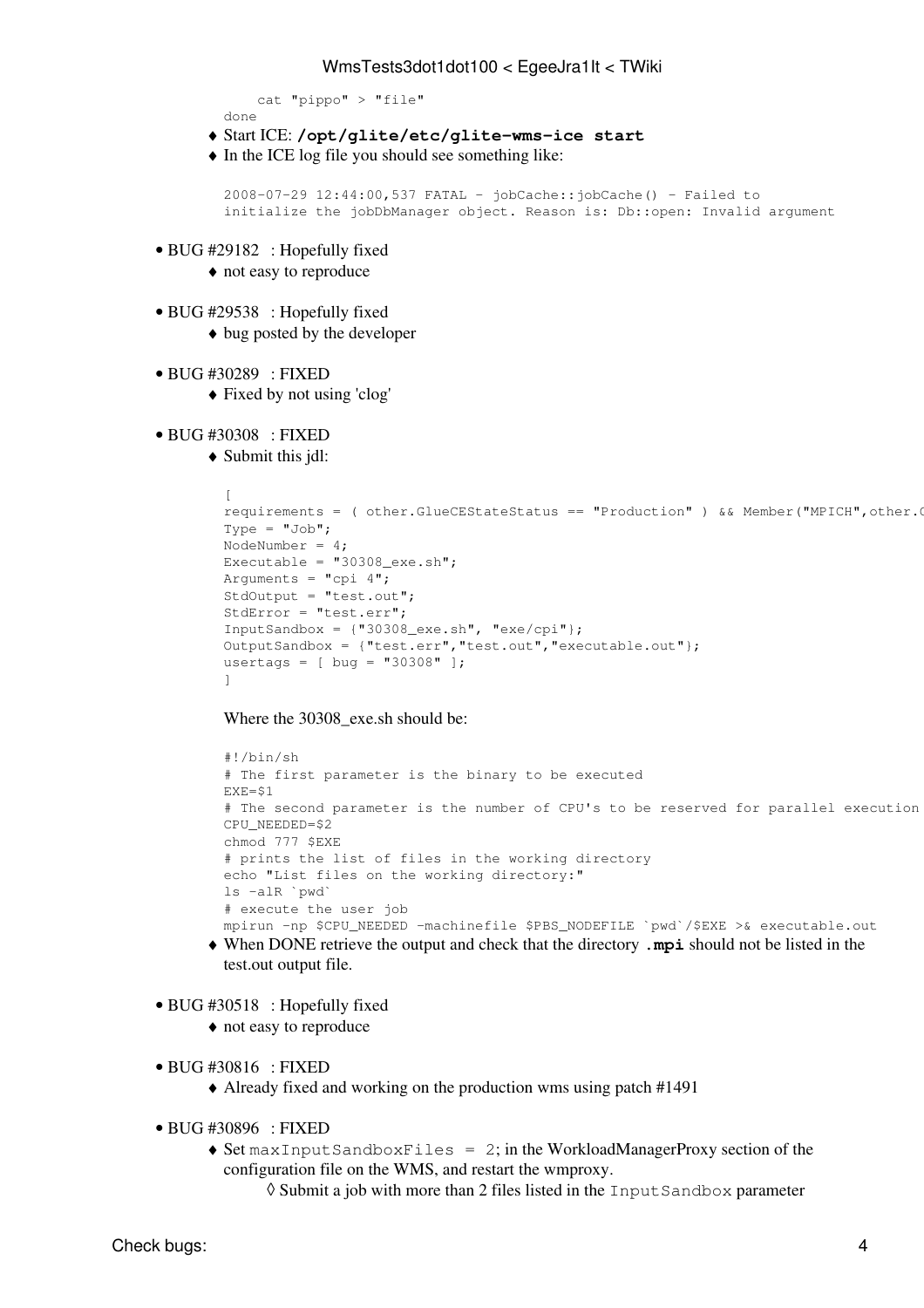```
    cat "pippo" > "file"
done
```

- Start ICE: **/opt/glite/etc/glite-wms-ice start**
- In the ICE log file you should see something like:

```
2008-07-29 12:44:00,537 FATAL - jobCache::jobCache() - Failed to
initialize the jobDbManager object. Reason is: Db::open: Invalid argument
```

- BUG #29182 : Hopefully fixed
    - not easy to reproduce
- BUG #29538 : Hopefully fixed
    - bug posted by the developer
- BUG #30289 : FIXED
    - Fixed by not using 'clog'
- BUG #30308 : FIXED
    - Submit this jdl:

    ```
    [
    requirements = ( other.GlueCEStateStatus == "Production" ) && Member("MPICH",other.G
    Type = "Job";
    NodeNumber = 4;
    Executable = "30308_exe.sh";
    Arguments = "cpi 4";
    StdOutput = "test.out";
    StdError = "test.err";
    InputSandbox = {"30308_exe.sh", "exe/cpi"};
    OutputSandbox = {"test.err","test.out","executable.out"};
    usertags = [ bug = "30308" ];
    ]
    ```

    Where the 30308_exe.sh should be:

    ```
    #!/bin/sh
    # The first parameter is the binary to be executed
    EXE=$1
    # The second parameter is the number of CPU's to be reserved for parallel execution
    CPU_NEEDED=$2
    chmod 777 $EXE
    # prints the list of files in the working directory
    echo "List files on the working directory:"
    ls -alR `pwd`
    # execute the user job
    mpirun -np $CPU_NEEDED -machinefile $PBS_NODEFILE `pwd`/$EXE >& executable.out
    ```
    - When DONE retrieve the output and check that the directory **.mpi** should not be listed in the test.out output file.
- BUG #30518 : Hopefully fixed
    - not easy to reproduce
- BUG #30816 : FIXED
    - Already fixed and working on the production wms using patch #1491
- BUG #30896 : FIXED
    - Set `maxInputSandboxFiles = 2;` in the WorkloadManagerProxy section of the configuration file on the WMS, and restart the wmproxy.
        - Submit a job with more than 2 files listed in the `InputSandbox` parameter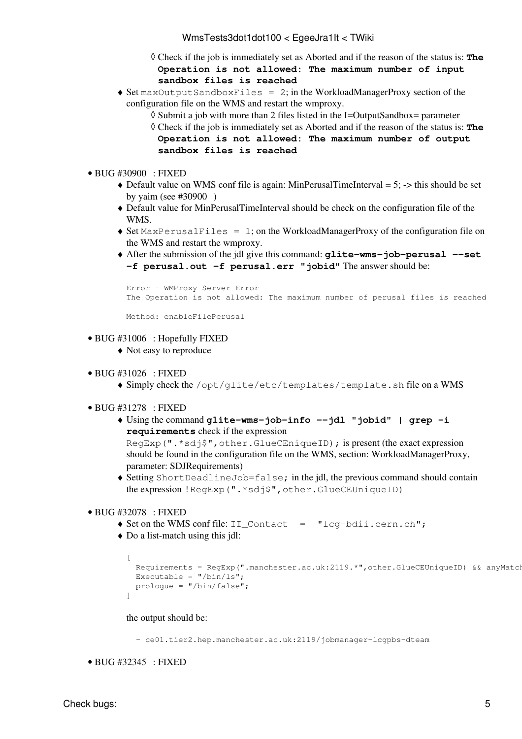- ◊ Check if the job is immediately set as Aborted and if the reason of the status is: **The Operation is not allowed: The maximum number of input sandbox files is reached**
- Set `maxOutputSandboxFiles = 2`; in the WorkloadManagerProxy section of the configuration file on the WMS and restart the wmproxy.
    - ◊ Submit a job with more than 2 files listed in the I=OutputSandbox= parameter
    - ◊ Check if the job is immediately set as Aborted and if the reason of the status is: **The Operation is not allowed: The maximum number of output sandbox files is reached**

- BUG #30900 : FIXED
    - Default value on WMS conf file is again: MinPerusalTimeInterval = 5; -> this should be set by yaim (see #30900 )
    - Default value for MinPerusalTimeInterval should be check on the configuration file of the WMS.
    - Set `MaxPerusalFiles = 1`; on the WorkloadManagerProxy of the configuration file on the WMS and restart the wmproxy.
    - After the submission of the jdl give this command: **`glite-wms-job-perusal --set -f perusal.out -f perusal.err "jobid"`** The answer should be:

```
Error - WMProxy Server Error
The Operation is not allowed: The maximum number of perusal files is reached

Method: enableFilePerusal
```

- BUG #31006 : Hopefully FIXED
    - Not easy to reproduce

- BUG #31026 : FIXED
    - Simply check the `/opt/glite/etc/templates/template.sh` file on a WMS

- BUG #31278 : FIXED
    - Using the command **`glite-wms-job-info --jdl "jobid" | grep -i requirements`** check if the expression `RegExp(".*sdj$",other.GlueCEniqueID);` is present (the exact expression should be found in the configuration file on the WMS, section: WorkloadManagerProxy, parameter: SDJRequirements)
    - Setting `ShortDeadlineJob=false;` in the jdl, the previous command should contain the expression `!RegExp(".*sdj$",other.GlueCEUniqueID)`

- BUG #32078 : FIXED
    - Set on the WMS conf file: `II_Contact = "lcg-bdii.cern.ch";`
    - Do a list-match using this jdl:

```
[
  Requirements = RegExp(".manchester.ac.uk:2119.*",other.GlueCEUniqueID) && anyMatch
  Executable = "/bin/ls";
  prologue = "/bin/false";
]
```

    the output should be:

```
 - ce01.tier2.hep.manchester.ac.uk:2119/jobmanager-lcgpbs-dteam
```

- BUG #32345 : FIXED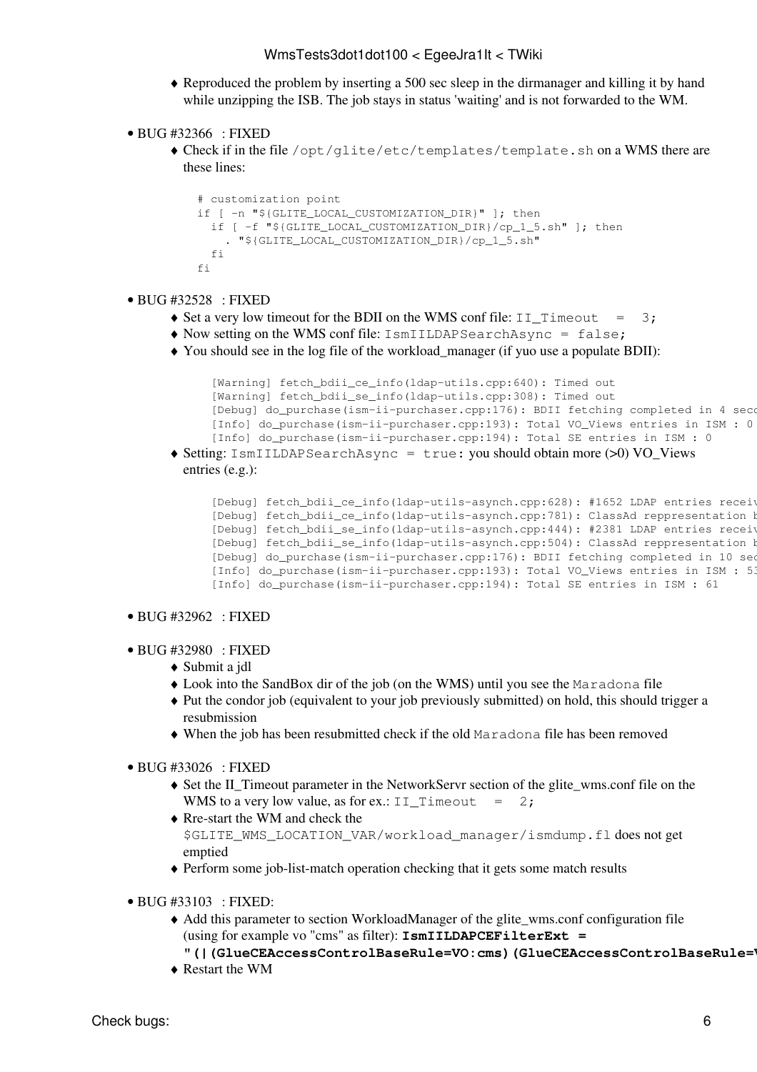- Reproduced the problem by inserting a 500 sec sleep in the dirmanager and killing it by hand while unzipping the ISB. The job stays in status 'waiting' and is not forwarded to the WM.

- BUG #32366 : FIXED
  - Check if in the file `/opt/glite/etc/templates/template.sh` on a WMS there are these lines:

```
# customization point
if [ -n "${GLITE_LOCAL_CUSTOMIZATION_DIR}" ]; then
  if [ -f "${GLITE_LOCAL_CUSTOMIZATION_DIR}/cp_1_5.sh" ]; then
    . "${GLITE_LOCAL_CUSTOMIZATION_DIR}/cp_1_5.sh"
  fi
fi
```

- BUG #32528 : FIXED
  - Set a very low timeout for the BDII on the WMS conf file: `II_Timeout  =  3;`
  - Now setting on the WMS conf file: `IsmIILDAPSearchAsync = false;`
  - You should see in the log file of the workload_manager (if yuo use a populate BDII):

```
[Warning] fetch_bdii_ce_info(ldap-utils.cpp:640): Timed out
[Warning] fetch_bdii_se_info(ldap-utils.cpp:308): Timed out
[Debug] do_purchase(ism-ii-purchaser.cpp:176): BDII fetching completed in 4 seco
[Info] do_purchase(ism-ii-purchaser.cpp:193): Total VO_Views entries in ISM : 0
[Info] do_purchase(ism-ii-purchaser.cpp:194): Total SE entries in ISM : 0
```

  - Setting: `IsmIILDAPSearchAsync = true`: you should obtain more (>0) VO_Views entries (e.g.):

```
[Debug] fetch_bdii_ce_info(ldap-utils-asynch.cpp:628): #1652 LDAP entries receiv
[Debug] fetch_bdii_ce_info(ldap-utils-asynch.cpp:781): ClassAd reppresentation b
[Debug] fetch_bdii_se_info(ldap-utils-asynch.cpp:444): #2381 LDAP entries receiv
[Debug] fetch_bdii_se_info(ldap-utils-asynch.cpp:504): ClassAd reppresentation b
[Debug] do_purchase(ism-ii-purchaser.cpp:176): BDII fetching completed in 10 sec
[Info] do_purchase(ism-ii-purchaser.cpp:193): Total VO_Views entries in ISM : 53
[Info] do_purchase(ism-ii-purchaser.cpp:194): Total SE entries in ISM : 61
```

- BUG #32962 : FIXED

- BUG #32980 : FIXED
  - Submit a jdl
  - Look into the SandBox dir of the job (on the WMS) until you see the `Maradona` file
  - Put the condor job (equivalent to your job previously submitted) on hold, this should trigger a resubmission
  - When the job has been resubmitted check if the old `Maradona` file has been removed

- BUG #33026 : FIXED
  - Set the II_Timeout parameter in the NetworkServr section of the glite_wms.conf file on the WMS to a very low value, as for ex.: `II_Timeout  =  2;`
  - Rre-start the WM and check the `$GLITE_WMS_LOCATION_VAR/workload_manager/ismdump.fl` does not get emptied
  - Perform some job-list-match operation checking that it gets some match results

- BUG #33103 : FIXED:
  - Add this parameter to section WorkloadManager of the glite_wms.conf configuration file (using for example vo "cms" as filter): **`IsmIILDAPCEFilterExt = "(|(GlueCEAccessControlBaseRule=VO:cms)(GlueCEAccessControlBaseRule=V`**
  - Restart the WM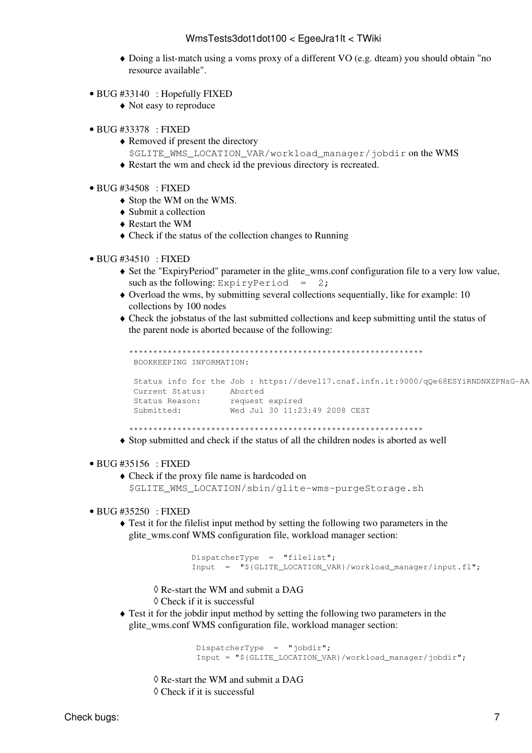- Doing a list-match using a voms proxy of a different VO (e.g. dteam) you should obtain "no resource available".

- BUG #33140 : Hopefully FIXED
    - Not easy to reproduce

- BUG #33378 : FIXED
    - Removed if present the directory `$GLITE_WMS_LOCATION_VAR/workload_manager/jobdir` on the WMS
    - Restart the wm and check id the previous directory is recreated.

- BUG #34508 : FIXED
    - Stop the WM on the WMS.
    - Submit a collection
    - Restart the WM
    - Check if the status of the collection changes to Running

- BUG #34510 : FIXED
    - Set the "ExpiryPeriod" parameter in the glite_wms.conf configuration file to a very low value, such as the following: `ExpiryPeriod = 2;`
    - Overload the wms, by submitting several collections sequentially, like for example: 10 collections by 100 nodes
    - Check the jobstatus of the last submitted collections and keep submitting until the status of the parent node is aborted because of the following:

    ```
    *************************************************************
     BOOKKEEPING INFORMATION:

     Status info for the Job : https://devel17.cnaf.infn.it:9000/qQe68ESYiRNDNXZPNsG-AA
     Current Status:     Aborted
     Status Reason:      request expired
     Submitted:          Wed Jul 30 11:23:49 2008 CEST

    *************************************************************
    ```
    - Stop submitted and check if the status of all the children nodes is aborted as well

- BUG #35156 : FIXED
    - Check if the proxy file name is hardcoded on `$GLITE_WMS_LOCATION/sbin/glite-wms-purgeStorage.sh`

- BUG #35250 : FIXED
    - Test it for the filelist input method by setting the following two parameters in the glite_wms.conf WMS configuration file, workload manager section:

    ```
    DispatcherType  =  "filelist";
    Input  =  "${GLITE_LOCATION_VAR}/workload_manager/input.fl";
    ```
        - Re-start the WM and submit a DAG
        - Check if it is successful
    - Test it for the jobdir input method by setting the following two parameters in the glite_wms.conf WMS configuration file, workload manager section:

    ```
    DispatcherType  =  "jobdir";
    Input = "${GLITE_LOCATION_VAR}/workload_manager/jobdir";
    ```
        - Re-start the WM and submit a DAG
        - Check if it is successful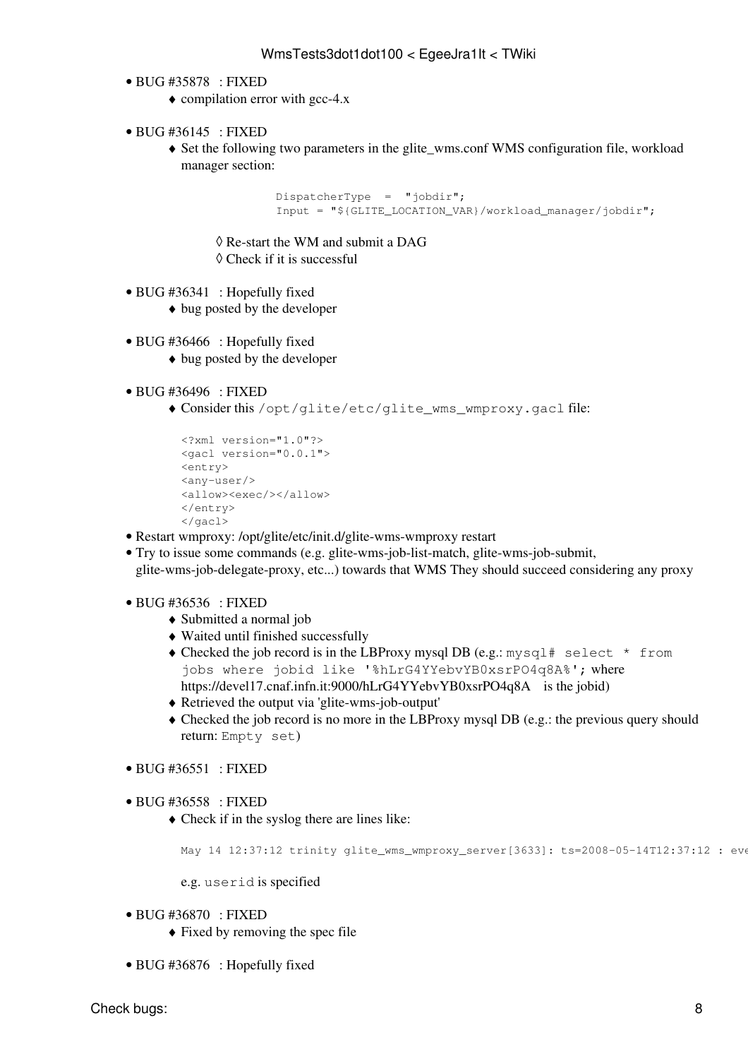- BUG #35878 : FIXED
    - compilation error with gcc-4.x
- BUG #36145 : FIXED
    - Set the following two parameters in the glite_wms.conf WMS configuration file, workload manager section:

      ```
      DispatcherType  =  "jobdir";
      Input = "${GLITE_LOCATION_VAR}/workload_manager/jobdir";
      ```

        - Re-start the WM and submit a DAG
        - Check if it is successful
- BUG #36341 : Hopefully fixed
    - bug posted by the developer
- BUG #36466 : Hopefully fixed
    - bug posted by the developer
- BUG #36496 : FIXED
    - Consider this `/opt/glite/etc/glite_wms_wmproxy.gacl` file:

      ```
      <?xml version="1.0"?>
      <gacl version="0.0.1">
      <entry>
      <any-user/>
      <allow><exec/></allow>
      </entry>
      </gacl>
      ```
- Restart wmproxy: /opt/glite/etc/init.d/glite-wms-wmproxy restart
- Try to issue some commands (e.g. glite-wms-job-list-match, glite-wms-job-submit, glite-wms-job-delegate-proxy, etc...) towards that WMS They should succeed considering any proxy
- BUG #36536 : FIXED
    - Submitted a normal job
    - Waited until finished successfully
    - Checked the job record is in the LBProxy mysql DB (e.g.: `mysql# select * from jobs where jobid like '%hLrG4YYebvYB0xsrPO4q8A%';` where https://devel17.cnaf.infn.it:9000/hLrG4YYebvYB0xsrPO4q8A is the jobid)
    - Retrieved the output via 'glite-wms-job-output'
    - Checked the job record is no more in the LBProxy mysql DB (e.g.: the previous query should return: `Empty set`)
- BUG #36551 : FIXED
- BUG #36558 : FIXED
    - Check if in the syslog there are lines like:

      ```
      May 14 12:37:12 trinity glite_wms_wmproxy_server[3633]: ts=2008-05-14T12:37:12 : eve
      ```

      e.g. `userid` is specified
- BUG #36870 : FIXED
    - Fixed by removing the spec file
- BUG #36876 : Hopefully fixed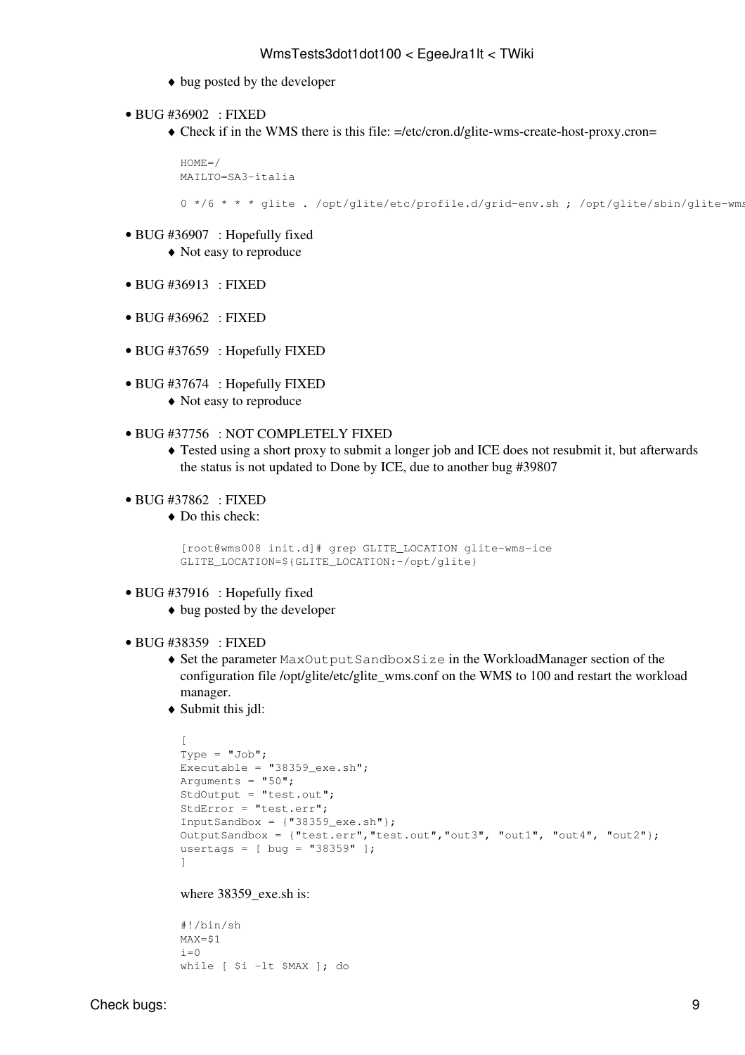- bug posted by the developer

- BUG #36902 : FIXED
    - Check if in the WMS there is this file: =/etc/cron.d/glite-wms-create-host-proxy.cron=

    ```
    HOME=/
    MAILTO=SA3-italia

    0 */6 * * * glite . /opt/glite/etc/profile.d/grid-env.sh ; /opt/glite/sbin/glite-wms
    ```

- BUG #36907 : Hopefully fixed
    - Not easy to reproduce

- BUG #36913 : FIXED

- BUG #36962 : FIXED

- BUG #37659 : Hopefully FIXED

- BUG #37674 : Hopefully FIXED
    - Not easy to reproduce

- BUG #37756 : NOT COMPLETELY FIXED
    - Tested using a short proxy to submit a longer job and ICE does not resubmit it, but afterwards the status is not updated to Done by ICE, due to another bug #39807

- BUG #37862 : FIXED
    - Do this check:

    ```
    [root@wms008 init.d]# grep GLITE_LOCATION glite-wms-ice
    GLITE_LOCATION=${GLITE_LOCATION:-/opt/glite}
    ```

- BUG #37916 : Hopefully fixed
    - bug posted by the developer

- BUG #38359 : FIXED
    - Set the parameter `MaxOutputSandboxSize` in the WorkloadManager section of the configuration file /opt/glite/etc/glite_wms.conf on the WMS to 100 and restart the workload manager.
    - Submit this jdl:

    ```
    [
    Type = "Job";
    Executable = "38359_exe.sh";
    Arguments = "50";
    StdOutput = "test.out";
    StdError = "test.err";
    InputSandbox = {"38359_exe.sh"};
    OutputSandbox = {"test.err","test.out","out3", "out1", "out4", "out2"};
    usertags = [ bug = "38359" ];
    ]
    ```

    where 38359_exe.sh is:

    ```
    #!/bin/sh
    MAX=$1
    i=0
    while [ $i -lt $MAX ]; do
    ```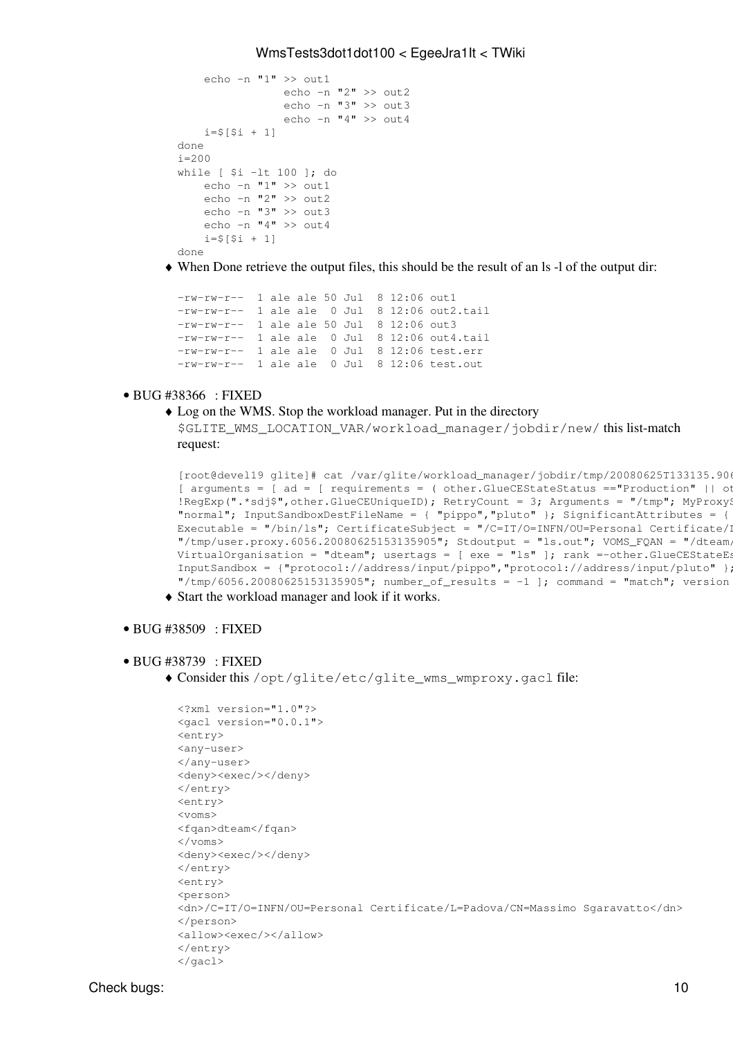```
    echo -n "1" >> out1
                echo -n "2" >> out2
                echo -n "3" >> out3
                echo -n "4" >> out4
    i=$[$i + 1]
done
i=200
while [ $i -lt 100 ]; do
    echo -n "1" >> out1
    echo -n "2" >> out2
    echo -n "3" >> out3
    echo -n "4" >> out4
    i=$[$i + 1]
done
```

- When Done retrieve the output files, this should be the result of an ls -l of the output dir:

```
-rw-rw-r--  1 ale ale 50 Jul  8 12:06 out1
-rw-rw-r--  1 ale ale  0 Jul  8 12:06 out2.tail
-rw-rw-r--  1 ale ale 50 Jul  8 12:06 out3
-rw-rw-r--  1 ale ale  0 Jul  8 12:06 out4.tail
-rw-rw-r--  1 ale ale  0 Jul  8 12:06 test.err
-rw-rw-r--  1 ale ale  0 Jul  8 12:06 test.out
```

- BUG #38366 : FIXED
  - Log on the WMS. Stop the workload manager. Put in the directory `$GLITE_WMS_LOCATION_VAR/workload_manager/jobdir/new/` this list-match request:

```
[root@devel19 glite]# cat /var/glite/workload_manager/jobdir/tmp/20080625T133135.906
[ arguments = [ ad = [ requirements = ( other.GlueCEStateStatus =="Production" || ot
!RegExp(".*sdj$",other.GlueCEUniqueID); RetryCount = 3; Arguments = "/tmp"; MyProxyS
"normal"; InputSandboxDestFileName = { "pippo","pluto" }; SignificantAttributes = {
Executable = "/bin/ls"; CertificateSubject = "/C=IT/O=INFN/OU=Personal Certificate/I
"/tmp/user.proxy.6056.20080625153135905"; Stdoutput = "ls.out"; VOMS_FQAN = "/dteam/
VirtualOrganisation = "dteam"; usertags = [ exe = "ls" ]; rank =-other.GlueCEStateEs
InputSandbox = {"protocol://address/input/pippo","protocol://address/input/pluto" };
"/tmp/6056.20080625153135905"; number_of_results = -1 ]; command = "match"; version
```

  - Start the workload manager and look if it works.

- BUG #38509 : FIXED

- BUG #38739 : FIXED
  - Consider this `/opt/glite/etc/glite_wms_wmproxy.gacl` file:

```
<?xml version="1.0"?>
<gacl version="0.0.1">
<entry>
<any-user>
</any-user>
<deny><exec/></deny>
</entry>
<entry>
<voms>
<fqan>dteam</fqan>
</voms>
<deny><exec/></deny>
</entry>
<entry>
<person>
<dn>/C=IT/O=INFN/OU=Personal Certificate/L=Padova/CN=Massimo Sgaravatto</dn>
</person>
<allow><exec/></allow>
</entry>
</gacl>
```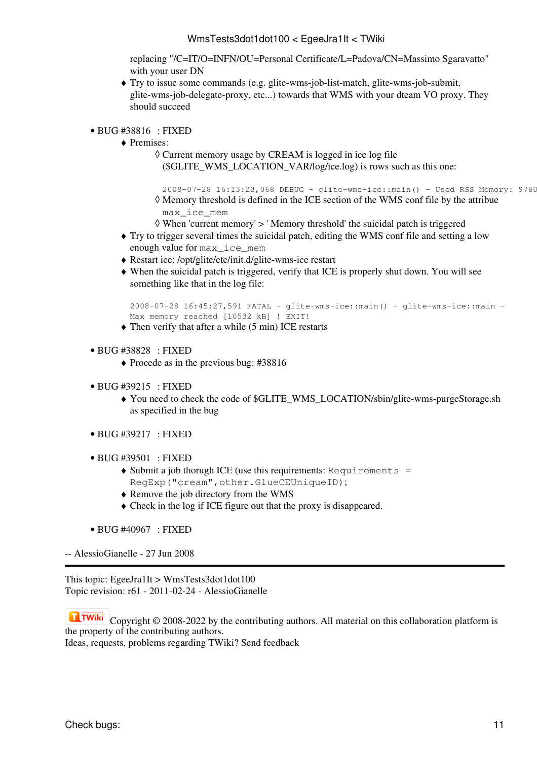replacing "/C=IT/O=INFN/OU=Personal Certificate/L=Padova/CN=Massimo Sgaravatto" with your user DN

- ♦ Try to issue some commands (e.g. glite-wms-job-list-match, glite-wms-job-submit, glite-wms-job-delegate-proxy, etc...) towards that WMS with your dteam VO proxy. They should succeed

- BUG #38816 : FIXED
    - Premises:
        - ◊ Current memory usage by CREAM is logged in ice log file ($GLITE_WMS_LOCATION_VAR/log/ice.log) is rows such as this one:

          ```
          2008-07-28 16:13:23,068 DEBUG - glite-wms-ice::main() - Used RSS Memory: 9780
          ```
        - ◊ Memory threshold is defined in the ICE section of the WMS conf file by the attribue `max_ice_mem`
        - ◊ When 'current memory' > ' Memory threshold' the suicidal patch is triggered
    - Try to trigger several times the suicidal patch, editing the WMS conf file and setting a low enough value for `max_ice_mem`
    - Restart ice: /opt/glite/etc/init.d/glite-wms-ice restart
    - When the suicidal patch is triggered, verify that ICE is properly shut down. You will see something like that in the log file:

      ```
      2008-07-28 16:45:27,591 FATAL - glite-wms-ice::main() - glite-wms-ice::main -
      Max memory reached [10532 kB] ! EXIT!
      ```
    - Then verify that after a while (5 min) ICE restarts

- BUG #38828 : FIXED
    - Procede as in the previous bug: #38816

- BUG #39215 : FIXED
    - You need to check the code of $GLITE_WMS_LOCATION/sbin/glite-wms-purgeStorage.sh as specified in the bug

- BUG #39217 : FIXED

- BUG #39501 : FIXED
    - Submit a job thorugh ICE (use this requirements: `Requirements = RegExp("cream",other.GlueCEUniqueID);`
    - Remove the job directory from the WMS
    - Check in the log if ICE figure out that the proxy is disappeared.

- BUG #40967 : FIXED

-- AlessioGianelle - 27 Jun 2008

---

This topic: EgeeJra1It > WmsTests3dot1dot100
Topic revision: r61 - 2011-02-24 - AlessioGianelle

Copyright © 2008-2022 by the contributing authors. All material on this collaboration platform is the property of the contributing authors.
Ideas, requests, problems regarding TWiki? Send feedback